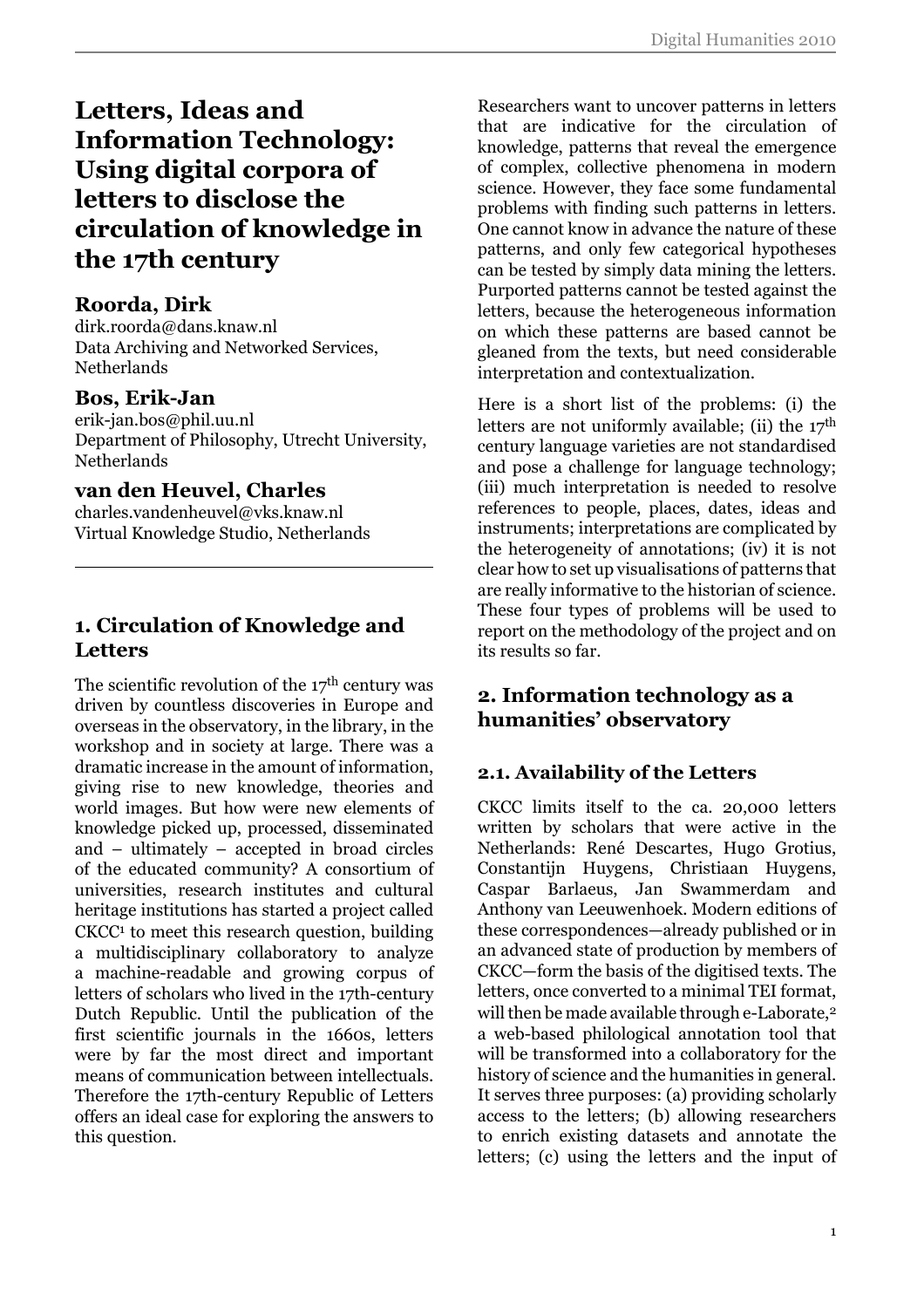# Letters, Ideas and Information Technology: Using digital corpora of letters to disclose the circulation of knowledge in the 17th century

**Roorda, Dirk**
dirk.roorda@dans.knaw.nl
Data Archiving and Networked Services, Netherlands

**Bos, Erik-Jan**
erik-jan.bos@phil.uu.nl
Department of Philosophy, Utrecht University, Netherlands

**van den Heuvel, Charles**
charles.vandenheuvel@vks.knaw.nl
Virtual Knowledge Studio, Netherlands

## 1. Circulation of Knowledge and Letters

The scientific revolution of the 17th century was driven by countless discoveries in Europe and overseas in the observatory, in the library, in the workshop and in society at large. There was a dramatic increase in the amount of information, giving rise to new knowledge, theories and world images. But how were new elements of knowledge picked up, processed, disseminated and – ultimately – accepted in broad circles of the educated community? A consortium of universities, research institutes and cultural heritage institutions has started a project called CKCC[1] to meet this research question, building a multidisciplinary collaboratory to analyze a machine-readable and growing corpus of letters of scholars who lived in the 17th-century Dutch Republic. Until the publication of the first scientific journals in the 1660s, letters were by far the most direct and important means of communication between intellectuals. Therefore the 17th-century Republic of Letters offers an ideal case for exploring the answers to this question.

Researchers want to uncover patterns in letters that are indicative for the circulation of knowledge, patterns that reveal the emergence of complex, collective phenomena in modern science. However, they face some fundamental problems with finding such patterns in letters. One cannot know in advance the nature of these patterns, and only few categorical hypotheses can be tested by simply data mining the letters. Purported patterns cannot be tested against the letters, because the heterogeneous information on which these patterns are based cannot be gleaned from the texts, but need considerable interpretation and contextualization.

Here is a short list of the problems: (i) the letters are not uniformly available; (ii) the 17th century language varieties are not standardised and pose a challenge for language technology; (iii) much interpretation is needed to resolve references to people, places, dates, ideas and instruments; interpretations are complicated by the heterogeneity of annotations; (iv) it is not clear how to set up visualisations of patterns that are really informative to the historian of science. These four types of problems will be used to report on the methodology of the project and on its results so far.

## 2. Information technology as a humanities' observatory

### 2.1. Availability of the Letters

CKCC limits itself to the ca. 20,000 letters written by scholars that were active in the Netherlands: René Descartes, Hugo Grotius, Constantijn Huygens, Christiaan Huygens, Caspar Barlaeus, Jan Swammerdam and Anthony van Leeuwenhoek. Modern editions of these correspondences—already published or in an advanced state of production by members of CKCC—form the basis of the digitised texts. The letters, once converted to a minimal TEI format, will then be made available through e-Laborate,[2] a web-based philological annotation tool that will be transformed into a collaboratory for the history of science and the humanities in general. It serves three purposes: (a) providing scholarly access to the letters; (b) allowing researchers to enrich existing datasets and annotate the letters; (c) using the letters and the input of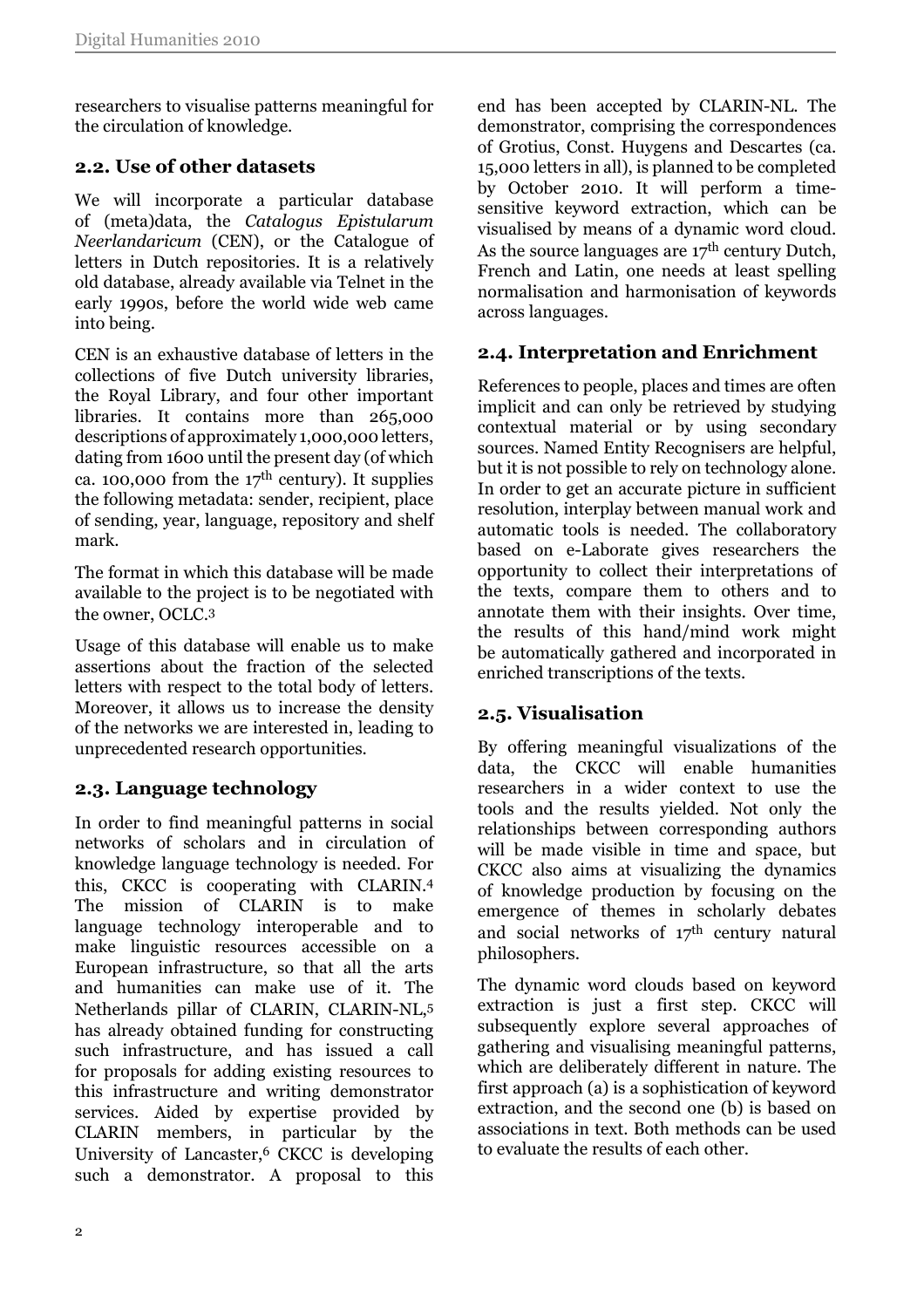researchers to visualise patterns meaningful for the circulation of knowledge.

## 2.2. Use of other datasets

We will incorporate a particular database of (meta)data, the *Catalogus Epistularum Neerlandaricum* (CEN), or the Catalogue of letters in Dutch repositories. It is a relatively old database, already available via Telnet in the early 1990s, before the world wide web came into being.

CEN is an exhaustive database of letters in the collections of five Dutch university libraries, the Royal Library, and four other important libraries. It contains more than 265,000 descriptions of approximately 1,000,000 letters, dating from 1600 until the present day (of which ca. 100,000 from the 17th century). It supplies the following metadata: sender, recipient, place of sending, year, language, repository and shelf mark.

The format in which this database will be made available to the project is to be negotiated with the owner, OCLC.[3]

Usage of this database will enable us to make assertions about the fraction of the selected letters with respect to the total body of letters. Moreover, it allows us to increase the density of the networks we are interested in, leading to unprecedented research opportunities.

## 2.3. Language technology

In order to find meaningful patterns in social networks of scholars and in circulation of knowledge language technology is needed. For this, CKCC is cooperating with CLARIN.[4] The mission of CLARIN is to make language technology interoperable and to make linguistic resources accessible on a European infrastructure, so that all the arts and humanities can make use of it. The Netherlands pillar of CLARIN, CLARIN-NL,[5] has already obtained funding for constructing such infrastructure, and has issued a call for proposals for adding existing resources to this infrastructure and writing demonstrator services. Aided by expertise provided by CLARIN members, in particular by the University of Lancaster,[6] CKCC is developing such a demonstrator. A proposal to this end has been accepted by CLARIN-NL. The demonstrator, comprising the correspondences of Grotius, Const. Huygens and Descartes (ca. 15,000 letters in all), is planned to be completed by October 2010. It will perform a time-sensitive keyword extraction, which can be visualised by means of a dynamic word cloud. As the source languages are 17th century Dutch, French and Latin, one needs at least spelling normalisation and harmonisation of keywords across languages.

## 2.4. Interpretation and Enrichment

References to people, places and times are often implicit and can only be retrieved by studying contextual material or by using secondary sources. Named Entity Recognisers are helpful, but it is not possible to rely on technology alone. In order to get an accurate picture in sufficient resolution, interplay between manual work and automatic tools is needed. The collaboratory based on e-Laborate gives researchers the opportunity to collect their interpretations of the texts, compare them to others and to annotate them with their insights. Over time, the results of this hand/mind work might be automatically gathered and incorporated in enriched transcriptions of the texts.

## 2.5. Visualisation

By offering meaningful visualizations of the data, the CKCC will enable humanities researchers in a wider context to use the tools and the results yielded. Not only the relationships between corresponding authors will be made visible in time and space, but CKCC also aims at visualizing the dynamics of knowledge production by focusing on the emergence of themes in scholarly debates and social networks of 17th century natural philosophers.

The dynamic word clouds based on keyword extraction is just a first step. CKCC will subsequently explore several approaches of gathering and visualising meaningful patterns, which are deliberately different in nature. The first approach (a) is a sophistication of keyword extraction, and the second one (b) is based on associations in text. Both methods can be used to evaluate the results of each other.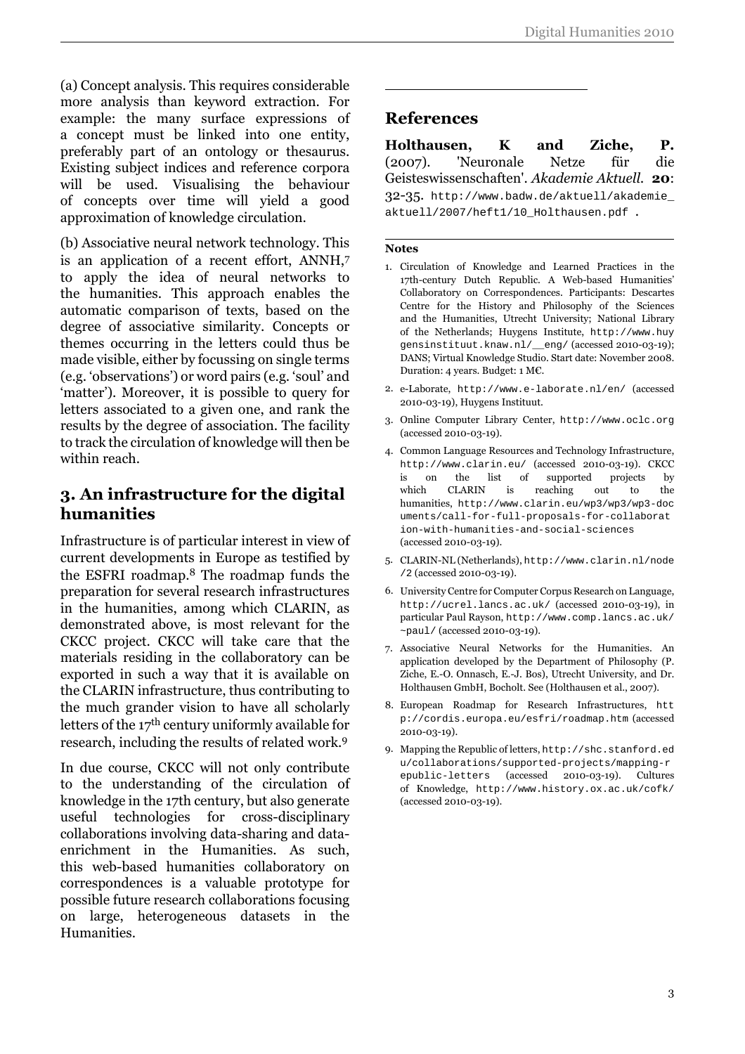(a) Concept analysis. This requires considerable more analysis than keyword extraction. For example: the many surface expressions of a concept must be linked into one entity, preferably part of an ontology or thesaurus. Existing subject indices and reference corpora will be used. Visualising the behaviour of concepts over time will yield a good approximation of knowledge circulation.

(b) Associative neural network technology. This is an application of a recent effort, ANNH,[7] to apply the idea of neural networks to the humanities. This approach enables the automatic comparison of texts, based on the degree of associative similarity. Concepts or themes occurring in the letters could thus be made visible, either by focussing on single terms (e.g. 'observations') or word pairs (e.g. 'soul' and 'matter'). Moreover, it is possible to query for letters associated to a given one, and rank the results by the degree of association. The facility to track the circulation of knowledge will then be within reach.

## 3. An infrastructure for the digital humanities

Infrastructure is of particular interest in view of current developments in Europe as testified by the ESFRI roadmap.[8] The roadmap funds the preparation for several research infrastructures in the humanities, among which CLARIN, as demonstrated above, is most relevant for the CKCC project. CKCC will take care that the materials residing in the collaboratory can be exported in such a way that it is available on the CLARIN infrastructure, thus contributing to the much grander vision to have all scholarly letters of the 17th century uniformly available for research, including the results of related work.[9]

In due course, CKCC will not only contribute to the understanding of the circulation of knowledge in the 17th century, but also generate useful technologies for cross-disciplinary collaborations involving data-sharing and data-enrichment in the Humanities. As such, this web-based humanities collaboratory on correspondences is a valuable prototype for possible future research collaborations focusing on large, heterogeneous datasets in the Humanities.

## References

**Holthausen, K and Ziche, P.** (2007). 'Neuronale Netze für die Geisteswissenschaften'. *Akademie Aktuell*. **20**: 32-35. http://www.badw.de/aktuell/akademie_aktuell/2007/heft1/10_Holthausen.pdf .

**Notes**

1. Circulation of Knowledge and Learned Practices in the 17th-century Dutch Republic. A Web-based Humanities' Collaboratory on Correspondences. Participants: Descartes Centre for the History and Philosophy of the Sciences and the Humanities, Utrecht University; National Library of the Netherlands; Huygens Institute, http://www.huygensinstituut.knaw.nl/__eng/ (accessed 2010-03-19); DANS; Virtual Knowledge Studio. Start date: November 2008. Duration: 4 years. Budget: 1 M€.
2. e-Laborate, http://www.e-laborate.nl/en/ (accessed 2010-03-19), Huygens Instituut.
3. Online Computer Library Center, http://www.oclc.org (accessed 2010-03-19).
4. Common Language Resources and Technology Infrastructure, http://www.clarin.eu/ (accessed 2010-03-19). CKCC is on the list of supported projects by which CLARIN is reaching out to the humanities, http://www.clarin.eu/wp3/wp3/wp3-documents/call-for-full-proposals-for-collaboration-with-humanities-and-social-sciences (accessed 2010-03-19).
5. CLARIN-NL (Netherlands), http://www.clarin.nl/node/2 (accessed 2010-03-19).
6. University Centre for Computer Corpus Research on Language, http://ucrel.lancs.ac.uk/ (accessed 2010-03-19), in particular Paul Rayson, http://www.comp.lancs.ac.uk/~paul/ (accessed 2010-03-19).
7. Associative Neural Networks for the Humanities. An application developed by the Department of Philosophy (P. Ziche, E.-O. Onnasch, E.-J. Bos), Utrecht University, and Dr. Holthausen GmbH, Bocholt. See (Holthausen et al., 2007).
8. European Roadmap for Research Infrastructures, http://cordis.europa.eu/esfri/roadmap.htm (accessed 2010-03-19).
9. Mapping the Republic of letters, http://shc.stanford.edu/collaborations/supported-projects/mapping-republic-letters (accessed 2010-03-19). Cultures of Knowledge, http://www.history.ox.ac.uk/cofk/ (accessed 2010-03-19).